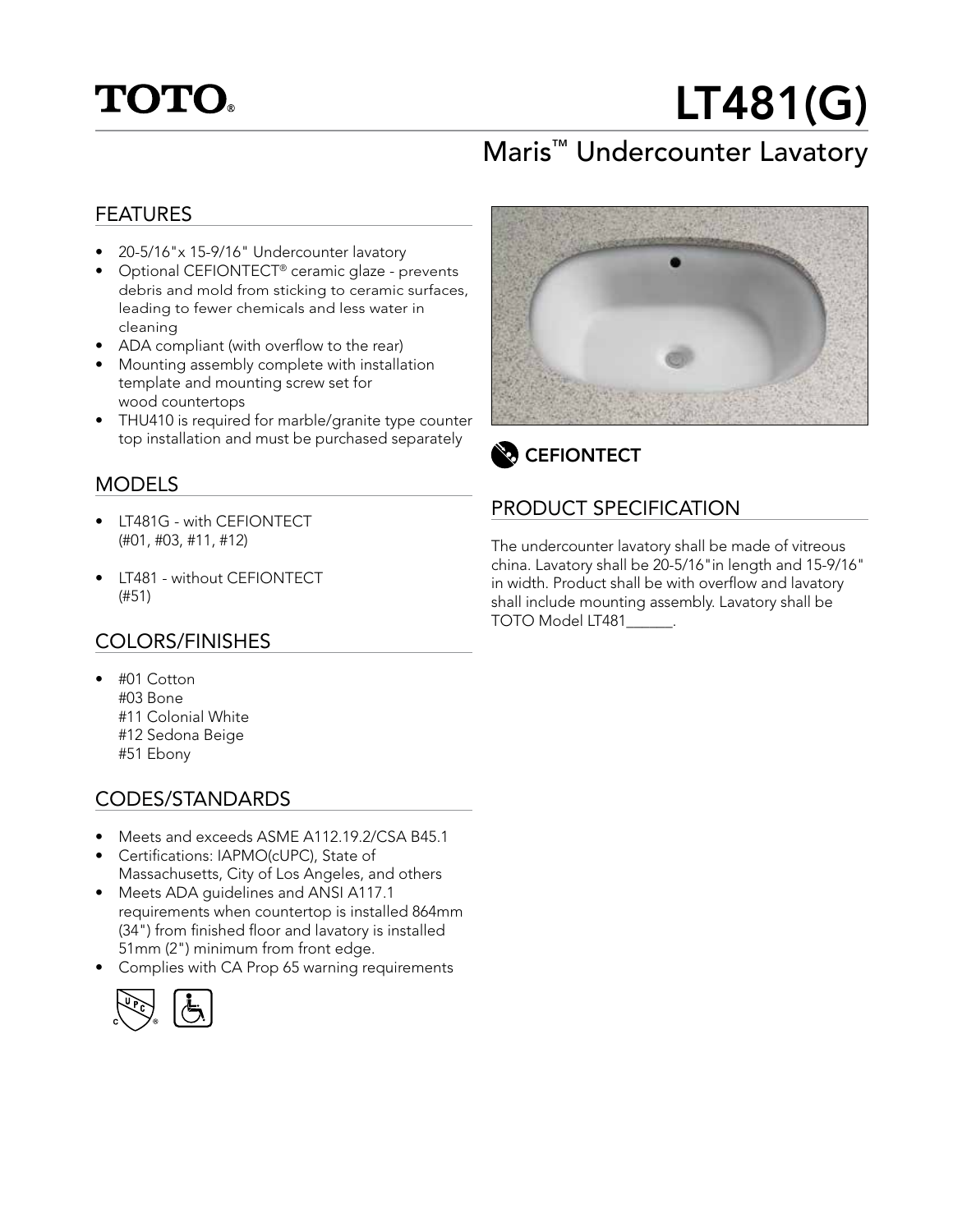# TOTO®

# LT481(G)

## Maris™ Undercounter Lavatory

### FEATURES

- 20-5/16"x 15-9/16" Undercounter lavatory
- Optional CEFIONTECT® ceramic glaze - prevents debris and mold from sticking to ceramic surfaces, leading to fewer chemicals and less water in cleaning
- ADA compliant (with overflow to the rear)
- Mounting assembly complete with installation template and mounting screw set for wood countertops
- THU410 is required for marble/granite type counter top installation and must be purchased separately

### MODELS

- LT481G - with CEFIONTECT (#01, #03, #11, #12)
- LT481 - without CEFIONTECT (#51)

### COLORS/FINISHES

- #01 Cotton
  #03 Bone
  #11 Colonial White
  #12 Sedona Beige
  #51 Ebony

### CODES/STANDARDS

- Meets and exceeds ASME A112.19.2/CSA B45.1
- Certifications: IAPMO(cUPC), State of Massachusetts, City of Los Angeles, and others
- Meets ADA guidelines and ANSI A117.1 requirements when countertop is installed 864mm (34") from finished floor and lavatory is installed 51mm (2") minimum from front edge.
- Complies with CA Prop 65 warning requirements

**CEFIONTECT**

### PRODUCT SPECIFICATION

The undercounter lavatory shall be made of vitreous china. Lavatory shall be 20-5/16"in length and 15-9/16" in width. Product shall be with overflow and lavatory shall include mounting assembly. Lavatory shall be TOTO Model LT481______.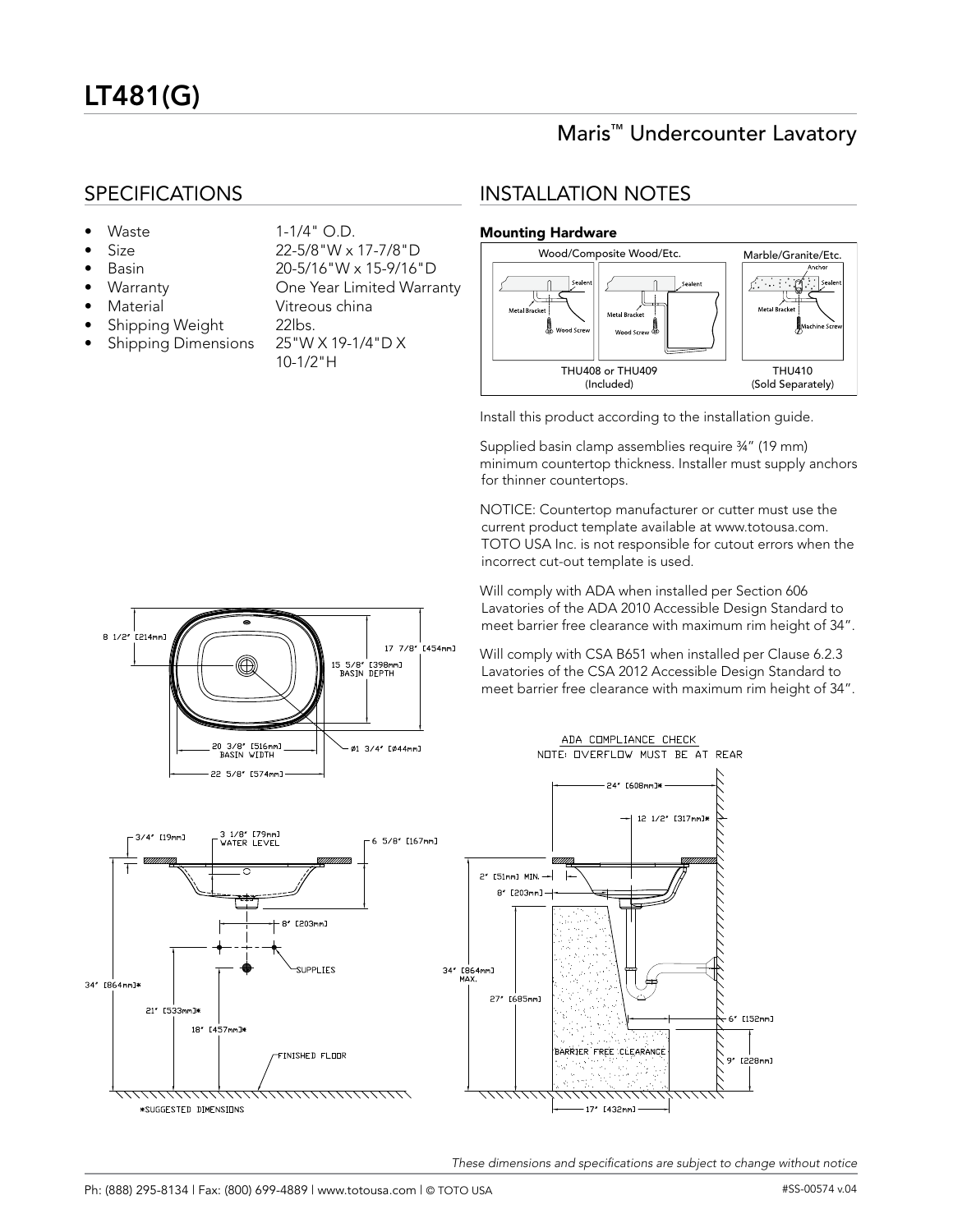# LT481(G)

## Maris™ Undercounter Lavatory

## SPECIFICATIONS

- Waste 1-1/4" O.D.
- Size 22-5/8"W x 17-7/8"D
- Basin 20-5/16"W x 15-9/16"D
- Warranty One Year Limited Warranty
- Material Vitreous china
- Shipping Weight 22lbs.
- Shipping Dimensions 25"W X 19-1/4"D X 10-1/2"H

## INSTALLATION NOTES

**Mounting Hardware**

Wood/Composite Wood/Etc.

Sealent

Metal Bracket

Wood Screw

THU408 or THU409
(Included)

Marble/Granite/Etc.

Anchor

Sealent

Metal Bracket

Machine Screw

THU410
(Sold Separately)

Install this product according to the installation guide.

Supplied basin clamp assemblies require ¾" (19 mm) minimum countertop thickness. Installer must supply anchors for thinner countertops.

NOTICE: Countertop manufacturer or cutter must use the current product template available at www.totousa.com. TOTO USA Inc. is not responsible for cutout errors when the incorrect cut-out template is used.

Will comply with ADA when installed per Section 606 Lavatories of the ADA 2010 Accessible Design Standard to meet barrier free clearance with maximum rim height of 34".

Will comply with CSA B651 when installed per Clause 6.2.3 Lavatories of the CSA 2012 Accessible Design Standard to meet barrier free clearance with maximum rim height of 34".

8 1/2" [214mm]

17 7/8" [454mm]

15 5/8" [398mm]
BASIN DEPTH

20 3/8" [516mm]
BASIN WIDTH

Ø1 3/4" [Ø44mm]

22 5/8" [574mm]

3/4" [19mm]

3 1/8" [79mm]
WATER LEVEL

6 5/8" [167mm]

8" [203mm]

SUPPLIES

34" [864mm]*

21" [533mm]*

18" [457mm]*

FINISHED FLOOR

*SUGGESTED DIMENSIONS

ADA COMPLIANCE CHECK
NOTE: OVERFLOW MUST BE AT REAR

24" [608mm]*

12 1/2" [317mm]*

2" [51mm] MIN.

8" [203mm]

34" [864mm]
MAX.

27" [685mm]

6" [152mm]

BARRIER FREE CLEARANCE

9" [228mm]

17" [432mm]

*These dimensions and specifications are subject to change without notice*